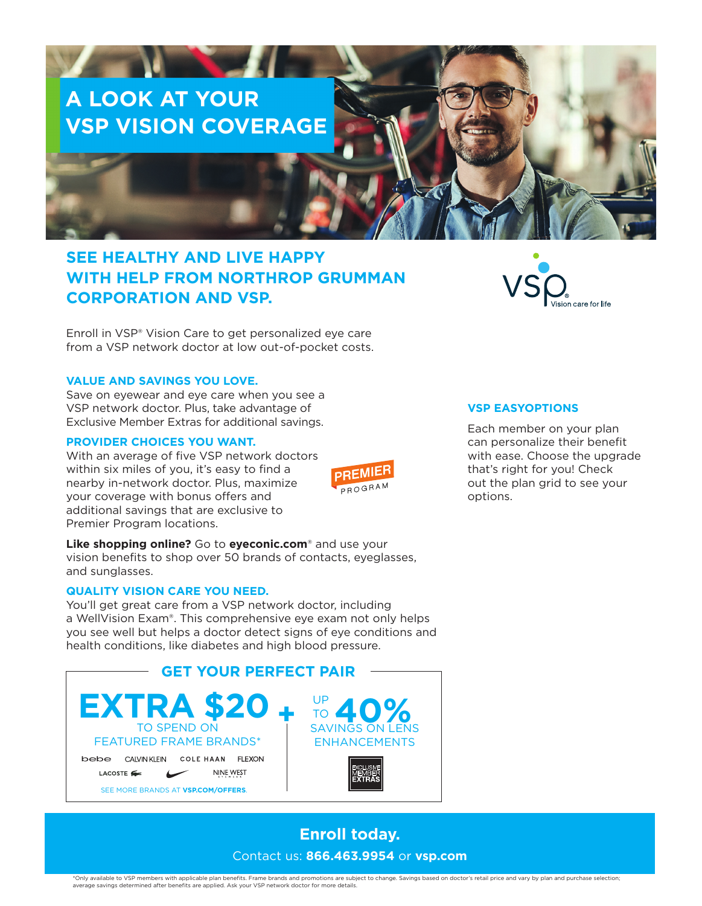# A LOOK AT YOUR VSP VISION COVERAGE

## SEE HEALTHY AND LIVE HAPPY WITH HELP FROM NORTHROP GRUMMAN CORPORATION AND VSP.

VSP Vision care for life

Enroll in VSP® Vision Care to get personalized eye care from a VSP network doctor at low out-of-pocket costs.

### VALUE AND SAVINGS YOU LOVE.

Save on eyewear and eye care when you see a VSP network doctor. Plus, take advantage of Exclusive Member Extras for additional savings.

### PROVIDER CHOICES YOU WANT.

With an average of five VSP network doctors within six miles of you, it's easy to find a nearby in-network doctor. Plus, maximize your coverage with bonus offers and additional savings that are exclusive to Premier Program locations.

PREMIER PROGRAM

**Like shopping online?** Go to **eyeconic.com**® and use your vision benefits to shop over 50 brands of contacts, eyeglasses, and sunglasses.

### QUALITY VISION CARE YOU NEED.

You'll get great care from a VSP network doctor, including a WellVision Exam®. This comprehensive eye exam not only helps you see well but helps a doctor detect signs of eye conditions and health conditions, like diabetes and high blood pressure.

### VSP EASYOPTIONS

Each member on your plan can personalize their benefit with ease. Choose the upgrade that's right for you! Check out the plan grid to see your options.

## GET YOUR PERFECT PAIR

**EXTRA $20** TO SPEND ON FEATURED FRAME BRANDS*

bebe · CALVIN KLEIN · COLE HAAN · FLEXON · LACOSTE · Nike · NINE WEST

SEE MORE BRANDS AT **VSP.COM/OFFERS**.

**+**

UP TO **40%** SAVINGS ON LENS ENHANCEMENTS

EXCLUSIVE MEMBER EXTRAS

## Enroll today.

Contact us: **866.463.9954** or **vsp.com**

*Only available to VSP members with applicable plan benefits. Frame brands and promotions are subject to change. Savings based on doctor's retail price and vary by plan and purchase selection; average savings determined after benefits are applied. Ask your VSP network doctor for more details.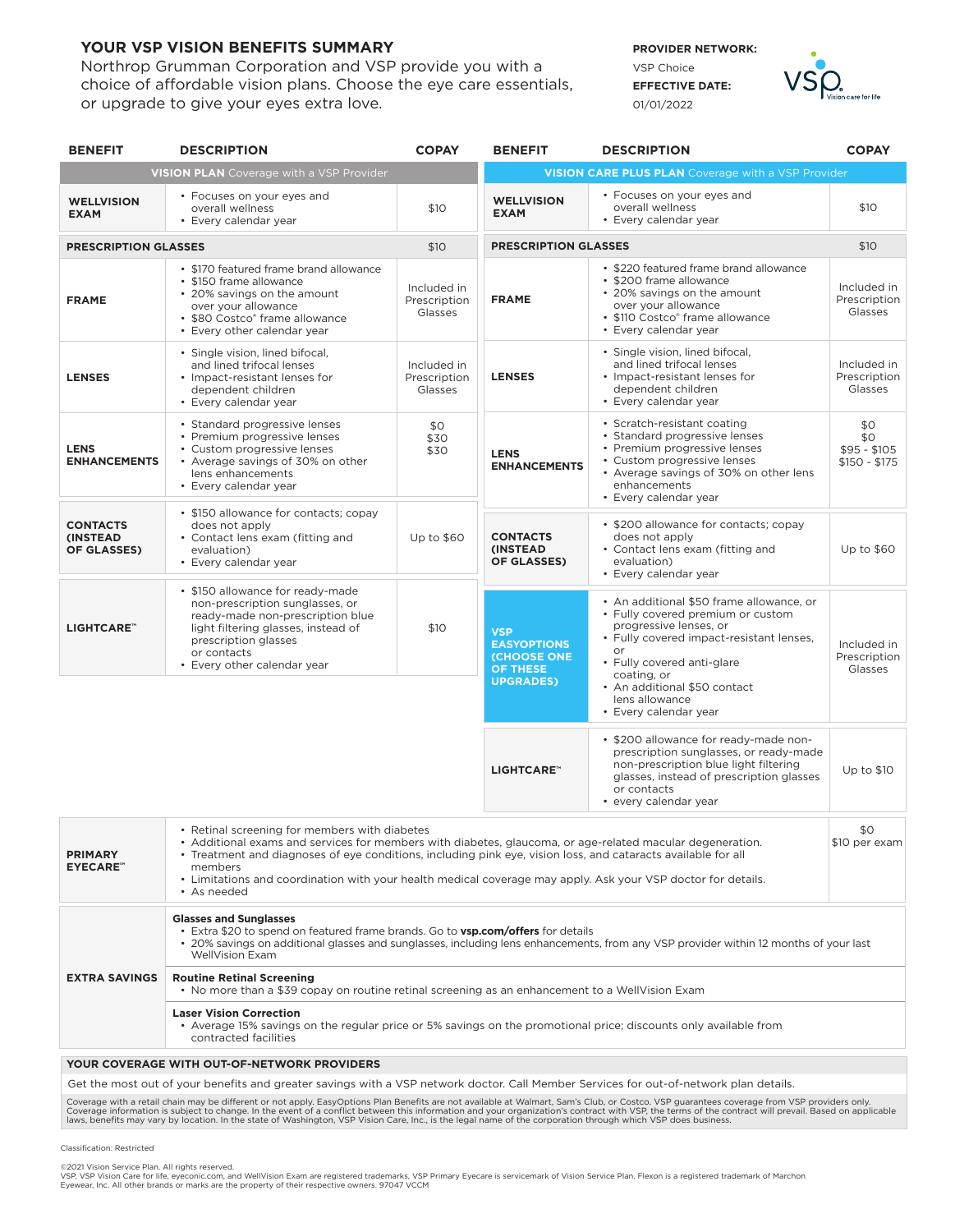# YOUR VSP VISION BENEFITS SUMMARY

Northrop Grumman Corporation and VSP provide you with a choice of affordable vision plans. Choose the eye care essentials, or upgrade to give your eyes extra love.

**PROVIDER NETWORK:** VSP Choice

**EFFECTIVE DATE:** 01/01/2022

## VISION PLAN Coverage with a VSP Provider

| BENEFIT | DESCRIPTION | COPAY |
|---|---|---|
| **WELLVISION EXAM** | • Focuses on your eyes and overall wellness<br>• Every calendar year | $10 |
| **PRESCRIPTION GLASSES** | | $10 |
| **FRAME** | • $170 featured frame brand allowance<br>• $150 frame allowance<br>• 20% savings on the amount over your allowance<br>• $80 Costco® frame allowance<br>• Every other calendar year | Included in Prescription Glasses |
| **LENSES** | • Single vision, lined bifocal, and lined trifocal lenses<br>• Impact-resistant lenses for dependent children<br>• Every calendar year | Included in Prescription Glasses |
| **LENS ENHANCEMENTS** | • Standard progressive lenses<br>• Premium progressive lenses<br>• Custom progressive lenses<br>• Average savings of 30% on other lens enhancements<br>• Every calendar year | $0<br>$30<br>$30 |
| **CONTACTS (INSTEAD OF GLASSES)** | • $150 allowance for contacts; copay does not apply<br>• Contact lens exam (fitting and evaluation)<br>• Every calendar year | Up to $60 |
| **LIGHTCARE™** | • $150 allowance for ready-made non-prescription sunglasses, or ready-made non-prescription blue light filtering glasses, instead of prescription glasses or contacts<br>• Every other calendar year | $10 |

## VISION CARE PLUS PLAN Coverage with a VSP Provider

| BENEFIT | DESCRIPTION | COPAY |
|---|---|---|
| **WELLVISION EXAM** | • Focuses on your eyes and overall wellness<br>• Every calendar year | $10 |
| **PRESCRIPTION GLASSES** | | $10 |
| **FRAME** | • $220 featured frame brand allowance<br>• $200 frame allowance<br>• 20% savings on the amount over your allowance<br>• $110 Costco® frame allowance<br>• Every calendar year | Included in Prescription Glasses |
| **LENSES** | • Single vision, lined bifocal, and lined trifocal lenses<br>• Impact-resistant lenses for dependent children<br>• Every calendar year | Included in Prescription Glasses |
| **LENS ENHANCEMENTS** | • Scratch-resistant coating<br>• Standard progressive lenses<br>• Premium progressive lenses<br>• Custom progressive lenses<br>• Average savings of 30% on other lens enhancements<br>• Every calendar year | $0<br>$0<br>$95 - $105<br>$150 - $175 |
| **CONTACTS (INSTEAD OF GLASSES)** | • $200 allowance for contacts; copay does not apply<br>• Contact lens exam (fitting and evaluation)<br>• Every calendar year | Up to $60 |
| **VSP EASYOPTIONS (CHOOSE ONE OF THESE UPGRADES)** | • An additional $50 frame allowance, or<br>• Fully covered premium or custom progressive lenses, or<br>• Fully covered impact-resistant lenses, or<br>• Fully covered anti-glare coating, or<br>• An additional $50 contact lens allowance<br>• Every calendar year | Included in Prescription Glasses |
| **LIGHTCARE™** | • $200 allowance for ready-made non-prescription sunglasses, or ready-made non-prescription blue light filtering glasses, instead of prescription glasses or contacts<br>• every calendar year | Up to $10 |

## Additional Benefits

| BENEFIT | DESCRIPTION | COPAY |
|---|---|---|
| **PRIMARY EYECARE℠** | • Retinal screening for members with diabetes<br>• Additional exams and services for members with diabetes, glaucoma, or age-related macular degeneration.<br>• Treatment and diagnoses of eye conditions, including pink eye, vision loss, and cataracts available for all members<br>• Limitations and coordination with your health medical coverage may apply. Ask your VSP doctor for details.<br>• As needed | $0<br>$10 per exam |
| **EXTRA SAVINGS** | **Glasses and Sunglasses**<br>• Extra $20 to spend on featured frame brands. Go to **vsp.com/offers** for details<br>• 20% savings on additional glasses and sunglasses, including lens enhancements, from any VSP provider within 12 months of your last WellVision Exam<br>**Routine Retinal Screening**<br>• No more than a $39 copay on routine retinal screening as an enhancement to a WellVision Exam<br>**Laser Vision Correction**<br>• Average 15% savings on the regular price or 5% savings on the promotional price; discounts only available from contracted facilities | |

## YOUR COVERAGE WITH OUT-OF-NETWORK PROVIDERS

Get the most out of your benefits and greater savings with a VSP network doctor. Call Member Services for out-of-network plan details.

Coverage with a retail chain may be different or not apply. EasyOptions Plan Benefits are not available at Walmart, Sam's Club, or Costco. VSP guarantees coverage from VSP providers only. Coverage information is subject to change. In the event of a conflict between this information and your organization's contract with VSP, the terms of the contract will prevail. Based on applicable laws, benefits may vary by location. In the state of Washington, VSP Vision Care, Inc., is the legal name of the corporation through which VSP does business.

Classification: Restricted

©2021 Vision Service Plan. All rights reserved.
VSP, VSP Vision Care for life, eyeconic.com, and WellVision Exam are registered trademarks, VSP Primary Eyecare is servicemark of Vision Service Plan. Flexon is a registered trademark of Marchon Eyewear, Inc. All other brands or marks are the property of their respective owners. 97047 VCCM